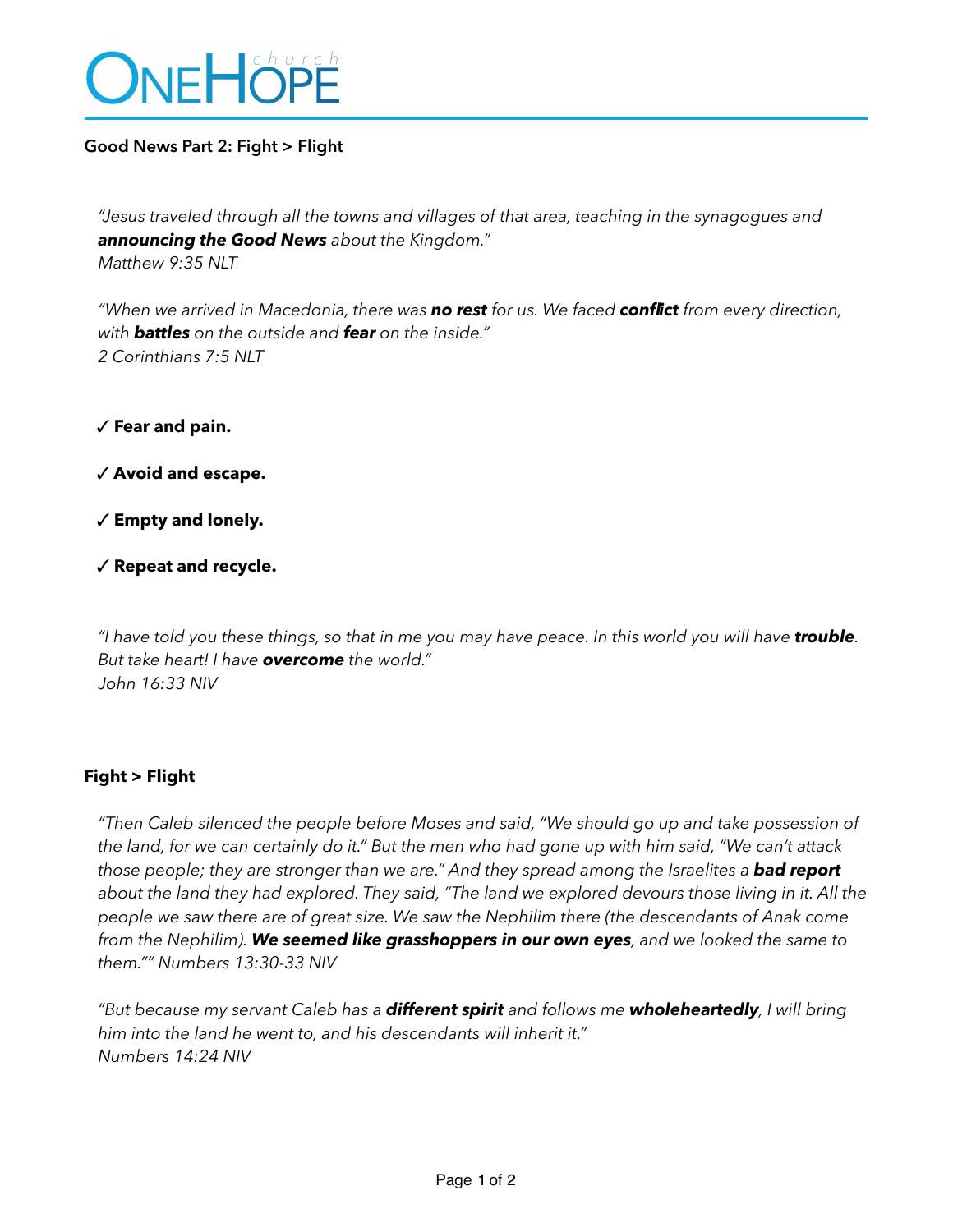# OneHope church

## Good News Part 2: Fight > Flight

*"Jesus traveled through all the towns and villages of that area, teaching in the synagogues and* ***announcing the Good News*** *about the Kingdom."*
*Matthew 9:35 NLT*

*"When we arrived in Macedonia, there was* ***no rest*** *for us. We faced* ***conflict*** *from every direction, with* ***battles*** *on the outside and* ***fear*** *on the inside."*
*2 Corinthians 7:5 NLT*

✓ **Fear and pain.**

✓ **Avoid and escape.**

✓ **Empty and lonely.**

✓ **Repeat and recycle.**

*"I have told you these things, so that in me you may have peace. In this world you will have* ***trouble****. But take heart! I have* ***overcome*** *the world."*
*John 16:33 NIV*

## Fight > Flight

*"Then Caleb silenced the people before Moses and said, "We should go up and take possession of the land, for we can certainly do it." But the men who had gone up with him said, "We can't attack those people; they are stronger than we are." And they spread among the Israelites a* ***bad report*** *about the land they had explored. They said, "The land we explored devours those living in it. All the people we saw there are of great size. We saw the Nephilim there (the descendants of Anak come from the Nephilim).* ***We seemed like grasshoppers in our own eyes****, and we looked the same to them."" Numbers 13:30-33 NIV*

*"But because my servant Caleb has a* ***different spirit*** *and follows me* ***wholeheartedly****, I will bring him into the land he went to, and his descendants will inherit it."*
*Numbers 14:24 NIV*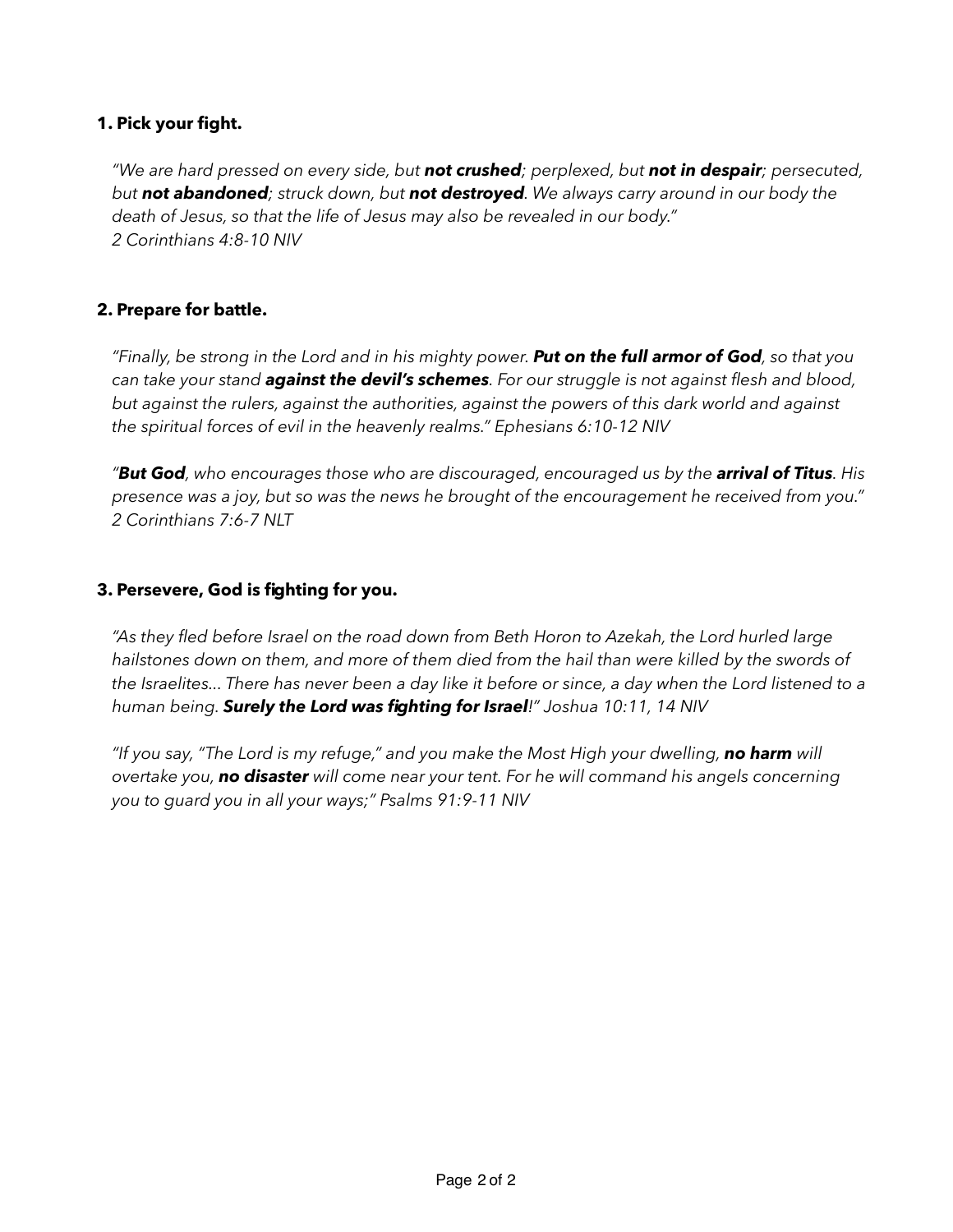**1. Pick your fight.**

*"We are hard pressed on every side, but* ***not crushed****; perplexed, but* ***not in despair****; persecuted, but* ***not abandoned****; struck down, but* ***not destroyed****. We always carry around in our body the death of Jesus, so that the life of Jesus may also be revealed in our body." 2 Corinthians 4:8-10 NIV*

**2. Prepare for battle.**

*"Finally, be strong in the Lord and in his mighty power.* ***Put on the full armor of God****, so that you can take your stand* ***against the devil's schemes****. For our struggle is not against flesh and blood, but against the rulers, against the authorities, against the powers of this dark world and against the spiritual forces of evil in the heavenly realms." Ephesians 6:10-12 NIV*

*"****But God****, who encourages those who are discouraged, encouraged us by the* ***arrival of Titus****. His presence was a joy, but so was the news he brought of the encouragement he received from you." 2 Corinthians 7:6-7 NLT*

**3. Persevere, God is fighting for you.**

*"As they fled before Israel on the road down from Beth Horon to Azekah, the Lord hurled large hailstones down on them, and more of them died from the hail than were killed by the swords of the Israelites... There has never been a day like it before or since, a day when the Lord listened to a human being.* ***Surely the Lord was fighting for Israel****!" Joshua 10:11, 14 NIV*

*"If you say, "The Lord is my refuge," and you make the Most High your dwelling,* ***no harm*** *will overtake you,* ***no disaster*** *will come near your tent. For he will command his angels concerning you to guard you in all your ways;" Psalms 91:9-11 NIV*